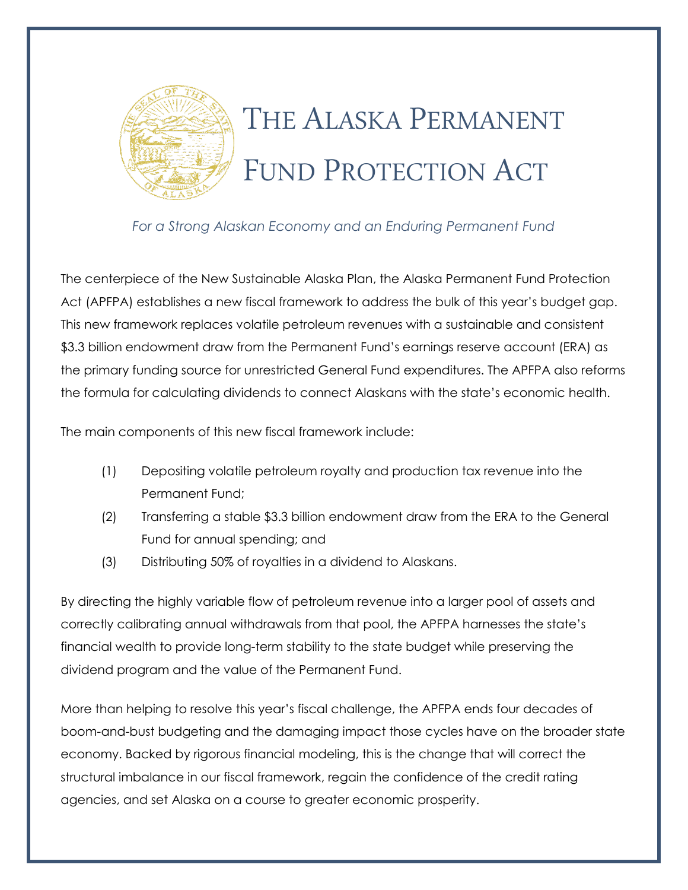# The Alaska Permanent Fund Protection Act

*For a Strong Alaskan Economy and an Enduring Permanent Fund*

The centerpiece of the New Sustainable Alaska Plan, the Alaska Permanent Fund Protection Act (APFPA) establishes a new fiscal framework to address the bulk of this year's budget gap. This new framework replaces volatile petroleum revenues with a sustainable and consistent $3.3 billion endowment draw from the Permanent Fund's earnings reserve account (ERA) as the primary funding source for unrestricted General Fund expenditures. The APFPA also reforms the formula for calculating dividends to connect Alaskans with the state's economic health.

The main components of this new fiscal framework include:

(1) Depositing volatile petroleum royalty and production tax revenue into the Permanent Fund;

(2) Transferring a stable $3.3 billion endowment draw from the ERA to the General Fund for annual spending; and

(3) Distributing 50% of royalties in a dividend to Alaskans.

By directing the highly variable flow of petroleum revenue into a larger pool of assets and correctly calibrating annual withdrawals from that pool, the APFPA harnesses the state's financial wealth to provide long-term stability to the state budget while preserving the dividend program and the value of the Permanent Fund.

More than helping to resolve this year's fiscal challenge, the APFPA ends four decades of boom-and-bust budgeting and the damaging impact those cycles have on the broader state economy. Backed by rigorous financial modeling, this is the change that will correct the structural imbalance in our fiscal framework, regain the confidence of the credit rating agencies, and set Alaska on a course to greater economic prosperity.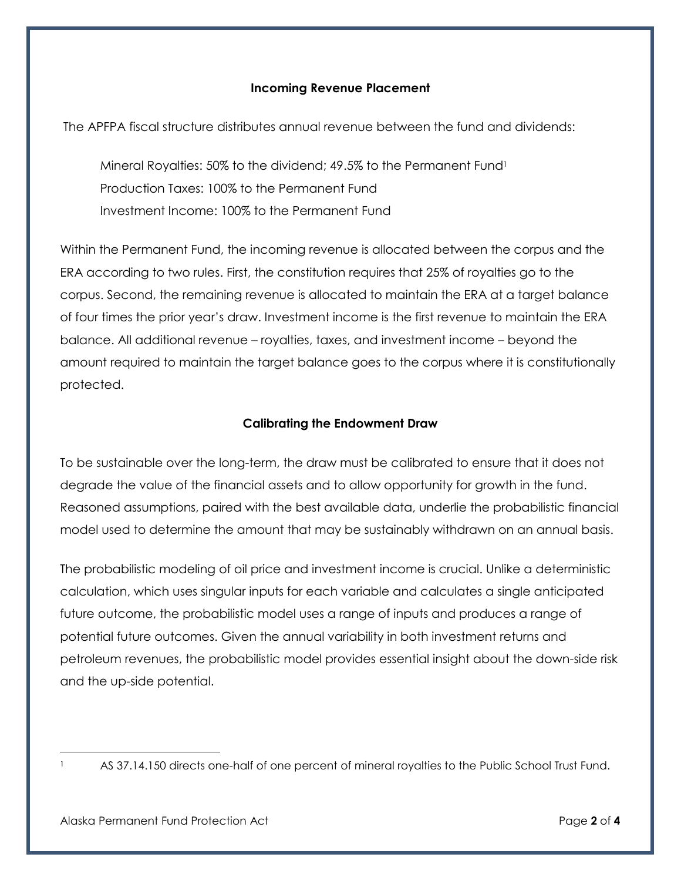**Incoming Revenue Placement**

The APFPA fiscal structure distributes annual revenue between the fund and dividends:

Mineral Royalties: 50% to the dividend; 49.5% to the Permanent Fund[1]
Production Taxes: 100% to the Permanent Fund
Investment Income: 100% to the Permanent Fund

Within the Permanent Fund, the incoming revenue is allocated between the corpus and the ERA according to two rules. First, the constitution requires that 25% of royalties go to the corpus. Second, the remaining revenue is allocated to maintain the ERA at a target balance of four times the prior year's draw. Investment income is the first revenue to maintain the ERA balance. All additional revenue – royalties, taxes, and investment income – beyond the amount required to maintain the target balance goes to the corpus where it is constitutionally protected.

**Calibrating the Endowment Draw**

To be sustainable over the long-term, the draw must be calibrated to ensure that it does not degrade the value of the financial assets and to allow opportunity for growth in the fund. Reasoned assumptions, paired with the best available data, underlie the probabilistic financial model used to determine the amount that may be sustainably withdrawn on an annual basis.

The probabilistic modeling of oil price and investment income is crucial. Unlike a deterministic calculation, which uses singular inputs for each variable and calculates a single anticipated future outcome, the probabilistic model uses a range of inputs and produces a range of potential future outcomes. Given the annual variability in both investment returns and petroleum revenues, the probabilistic model provides essential insight about the down-side risk and the up-side potential.

[1] AS 37.14.150 directs one-half of one percent of mineral royalties to the Public School Trust Fund.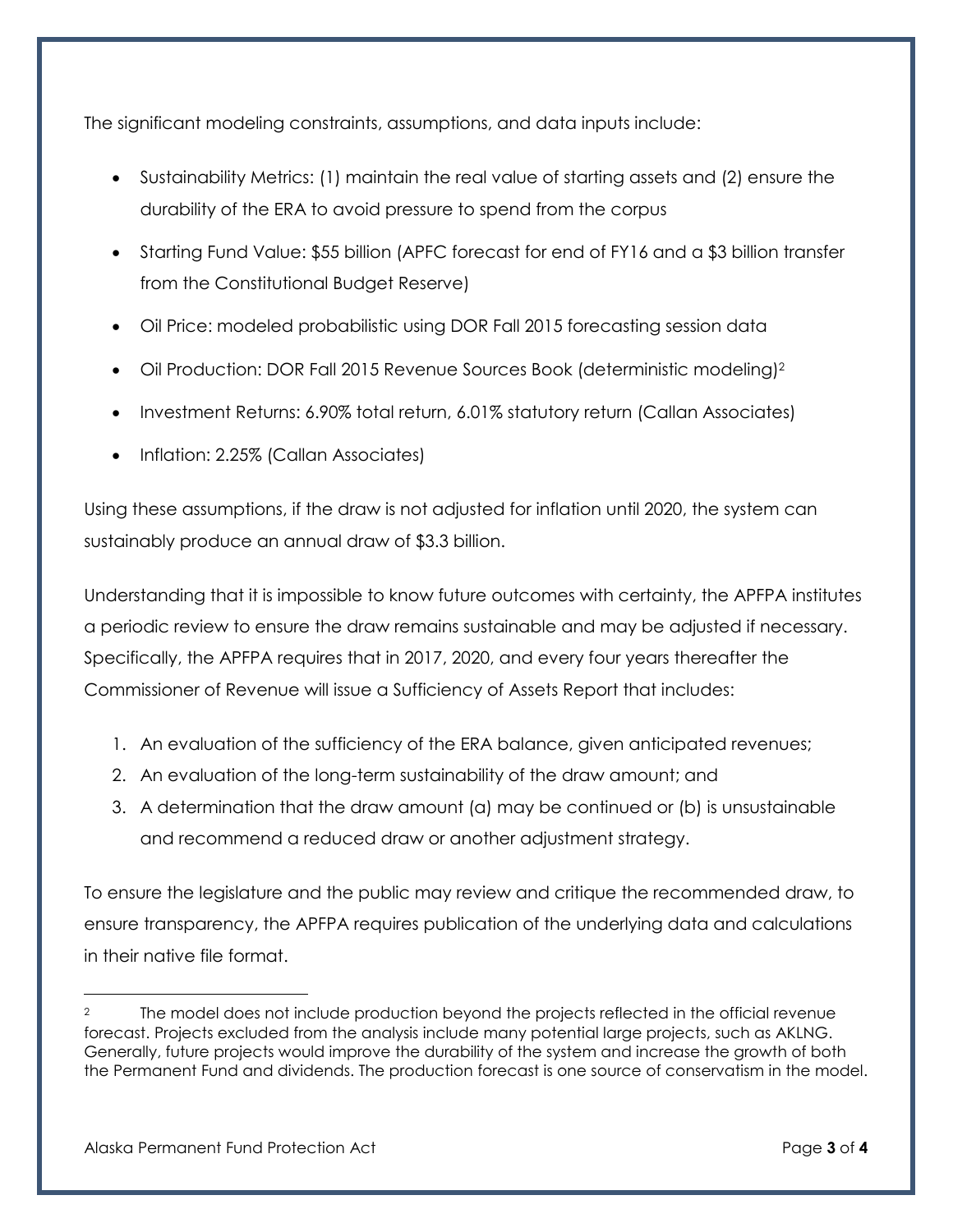The significant modeling constraints, assumptions, and data inputs include:

- Sustainability Metrics: (1) maintain the real value of starting assets and (2) ensure the durability of the ERA to avoid pressure to spend from the corpus
- Starting Fund Value: $55 billion (APFC forecast for end of FY16 and a $3 billion transfer from the Constitutional Budget Reserve)
- Oil Price: modeled probabilistic using DOR Fall 2015 forecasting session data
- Oil Production: DOR Fall 2015 Revenue Sources Book (deterministic modeling)[2]
- Investment Returns: 6.90% total return, 6.01% statutory return (Callan Associates)
- Inflation: 2.25% (Callan Associates)

Using these assumptions, if the draw is not adjusted for inflation until 2020, the system can sustainably produce an annual draw of $3.3 billion.

Understanding that it is impossible to know future outcomes with certainty, the APFPA institutes a periodic review to ensure the draw remains sustainable and may be adjusted if necessary. Specifically, the APFPA requires that in 2017, 2020, and every four years thereafter the Commissioner of Revenue will issue a Sufficiency of Assets Report that includes:

1. An evaluation of the sufficiency of the ERA balance, given anticipated revenues;
2. An evaluation of the long-term sustainability of the draw amount; and
3. A determination that the draw amount (a) may be continued or (b) is unsustainable and recommend a reduced draw or another adjustment strategy.

To ensure the legislature and the public may review and critique the recommended draw, to ensure transparency, the APFPA requires publication of the underlying data and calculations in their native file format.

---

[2] The model does not include production beyond the projects reflected in the official revenue forecast. Projects excluded from the analysis include many potential large projects, such as AKLNG. Generally, future projects would improve the durability of the system and increase the growth of both the Permanent Fund and dividends. The production forecast is one source of conservatism in the model.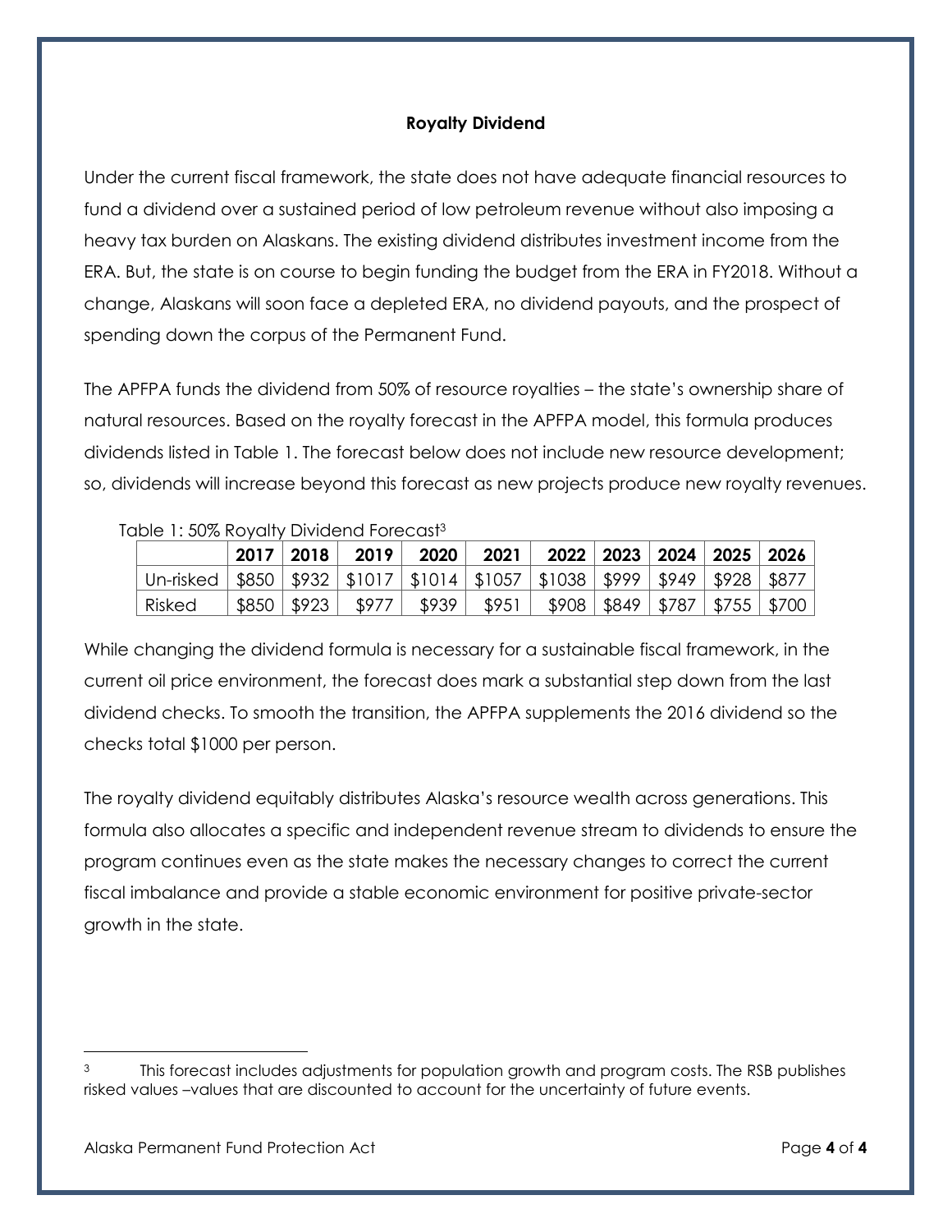**Royalty Dividend**

Under the current fiscal framework, the state does not have adequate financial resources to fund a dividend over a sustained period of low petroleum revenue without also imposing a heavy tax burden on Alaskans. The existing dividend distributes investment income from the ERA. But, the state is on course to begin funding the budget from the ERA in FY2018. Without a change, Alaskans will soon face a depleted ERA, no dividend payouts, and the prospect of spending down the corpus of the Permanent Fund.

The APFPA funds the dividend from 50% of resource royalties – the state's ownership share of natural resources. Based on the royalty forecast in the APFPA model, this formula produces dividends listed in Table 1. The forecast below does not include new resource development; so, dividends will increase beyond this forecast as new projects produce new royalty revenues.

Table 1: 50% Royalty Dividend Forecast[3]

| | 2017 | 2018 | 2019 | 2020 | 2021 | 2022 | 2023 | 2024 | 2025 | 2026 |
|---|---|---|---|---|---|---|---|---|---|---|
| Un-risked | $850 | $932 | $1017 | $1014 | $1057 | $1038 | $999 | $949 | $928 | $877 |
| Risked | $850 | $923 | $977 | $939 | $951 | $908 | $849 | $787 | $755 | $700 |

While changing the dividend formula is necessary for a sustainable fiscal framework, in the current oil price environment, the forecast does mark a substantial step down from the last dividend checks. To smooth the transition, the APFPA supplements the 2016 dividend so the checks total $1000 per person.

The royalty dividend equitably distributes Alaska's resource wealth across generations. This formula also allocates a specific and independent revenue stream to dividends to ensure the program continues even as the state makes the necessary changes to correct the current fiscal imbalance and provide a stable economic environment for positive private-sector growth in the state.

---

[3] This forecast includes adjustments for population growth and program costs. The RSB publishes risked values –values that are discounted to account for the uncertainty of future events.